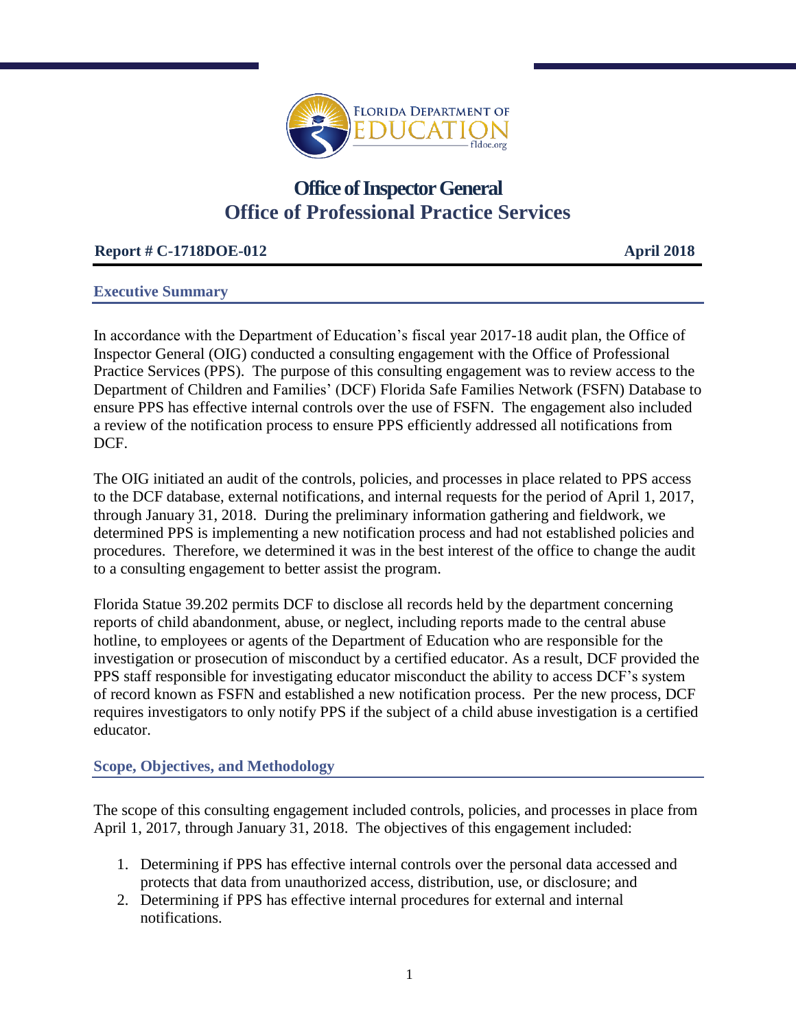# Office of Inspector General
# Office of Professional Practice Services

**Report # C-1718DOE-012** **April 2018**

## Executive Summary

In accordance with the Department of Education's fiscal year 2017-18 audit plan, the Office of Inspector General (OIG) conducted a consulting engagement with the Office of Professional Practice Services (PPS). The purpose of this consulting engagement was to review access to the Department of Children and Families' (DCF) Florida Safe Families Network (FSFN) Database to ensure PPS has effective internal controls over the use of FSFN. The engagement also included a review of the notification process to ensure PPS efficiently addressed all notifications from DCF.

The OIG initiated an audit of the controls, policies, and processes in place related to PPS access to the DCF database, external notifications, and internal requests for the period of April 1, 2017, through January 31, 2018. During the preliminary information gathering and fieldwork, we determined PPS is implementing a new notification process and had not established policies and procedures. Therefore, we determined it was in the best interest of the office to change the audit to a consulting engagement to better assist the program.

Florida Statue 39.202 permits DCF to disclose all records held by the department concerning reports of child abandonment, abuse, or neglect, including reports made to the central abuse hotline, to employees or agents of the Department of Education who are responsible for the investigation or prosecution of misconduct by a certified educator. As a result, DCF provided the PPS staff responsible for investigating educator misconduct the ability to access DCF's system of record known as FSFN and established a new notification process. Per the new process, DCF requires investigators to only notify PPS if the subject of a child abuse investigation is a certified educator.

## Scope, Objectives, and Methodology

The scope of this consulting engagement included controls, policies, and processes in place from April 1, 2017, through January 31, 2018. The objectives of this engagement included:

1. Determining if PPS has effective internal controls over the personal data accessed and protects that data from unauthorized access, distribution, use, or disclosure; and
2. Determining if PPS has effective internal procedures for external and internal notifications.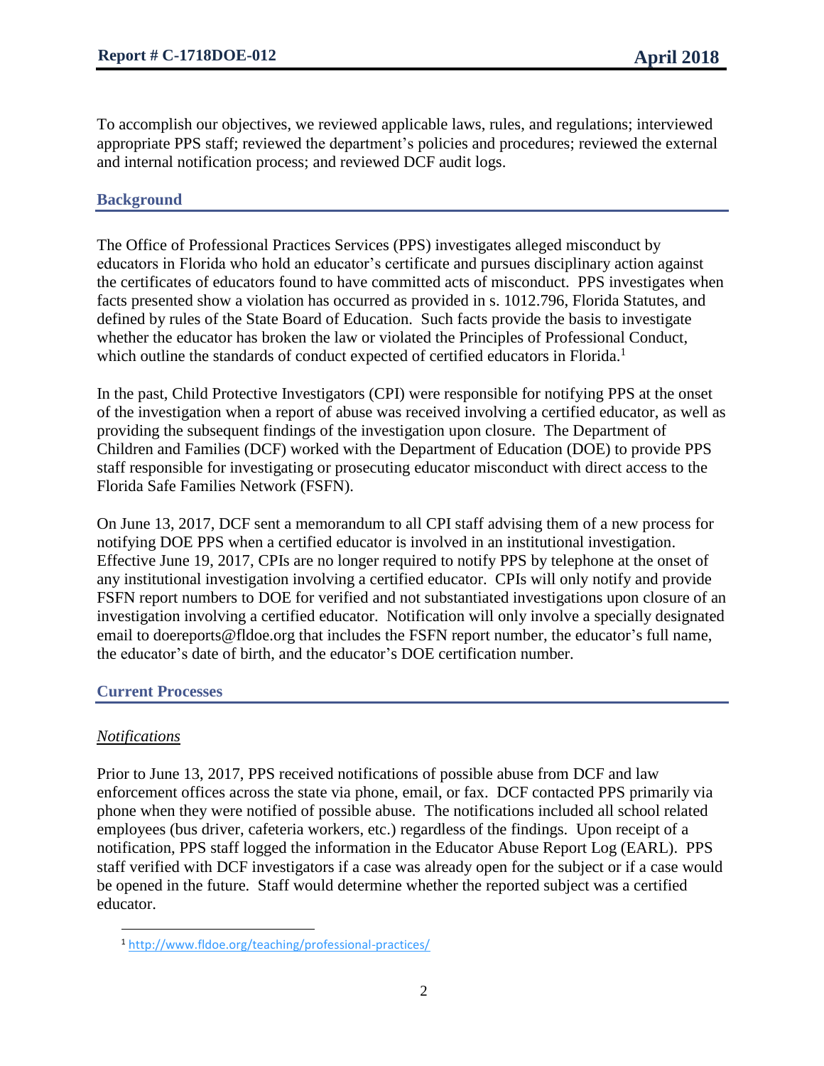To accomplish our objectives, we reviewed applicable laws, rules, and regulations; interviewed appropriate PPS staff; reviewed the department's policies and procedures; reviewed the external and internal notification process; and reviewed DCF audit logs.

## Background

The Office of Professional Practices Services (PPS) investigates alleged misconduct by educators in Florida who hold an educator's certificate and pursues disciplinary action against the certificates of educators found to have committed acts of misconduct. PPS investigates when facts presented show a violation has occurred as provided in s. 1012.796, Florida Statutes, and defined by rules of the State Board of Education. Such facts provide the basis to investigate whether the educator has broken the law or violated the Principles of Professional Conduct, which outline the standards of conduct expected of certified educators in Florida.[1]

In the past, Child Protective Investigators (CPI) were responsible for notifying PPS at the onset of the investigation when a report of abuse was received involving a certified educator, as well as providing the subsequent findings of the investigation upon closure. The Department of Children and Families (DCF) worked with the Department of Education (DOE) to provide PPS staff responsible for investigating or prosecuting educator misconduct with direct access to the Florida Safe Families Network (FSFN).

On June 13, 2017, DCF sent a memorandum to all CPI staff advising them of a new process for notifying DOE PPS when a certified educator is involved in an institutional investigation. Effective June 19, 2017, CPIs are no longer required to notify PPS by telephone at the onset of any institutional investigation involving a certified educator. CPIs will only notify and provide FSFN report numbers to DOE for verified and not substantiated investigations upon closure of an investigation involving a certified educator. Notification will only involve a specially designated email to doereports@fldoe.org that includes the FSFN report number, the educator's full name, the educator's date of birth, and the educator's DOE certification number.

## Current Processes

### *Notifications*

Prior to June 13, 2017, PPS received notifications of possible abuse from DCF and law enforcement offices across the state via phone, email, or fax. DCF contacted PPS primarily via phone when they were notified of possible abuse. The notifications included all school related employees (bus driver, cafeteria workers, etc.) regardless of the findings. Upon receipt of a notification, PPS staff logged the information in the Educator Abuse Report Log (EARL). PPS staff verified with DCF investigators if a case was already open for the subject or if a case would be opened in the future. Staff would determine whether the reported subject was a certified educator.

---

[1] http://www.fldoe.org/teaching/professional-practices/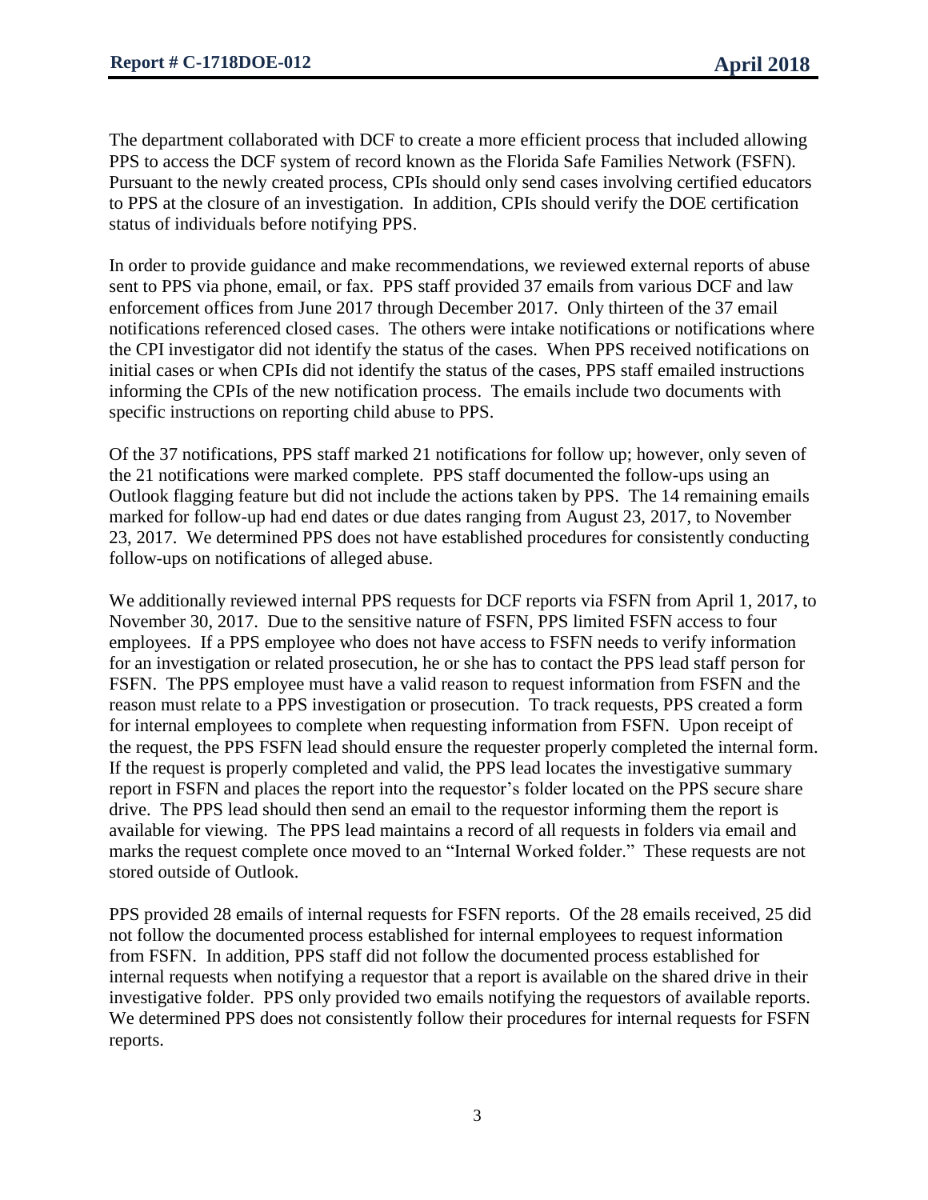The department collaborated with DCF to create a more efficient process that included allowing PPS to access the DCF system of record known as the Florida Safe Families Network (FSFN). Pursuant to the newly created process, CPIs should only send cases involving certified educators to PPS at the closure of an investigation. In addition, CPIs should verify the DOE certification status of individuals before notifying PPS.

In order to provide guidance and make recommendations, we reviewed external reports of abuse sent to PPS via phone, email, or fax. PPS staff provided 37 emails from various DCF and law enforcement offices from June 2017 through December 2017. Only thirteen of the 37 email notifications referenced closed cases. The others were intake notifications or notifications where the CPI investigator did not identify the status of the cases. When PPS received notifications on initial cases or when CPIs did not identify the status of the cases, PPS staff emailed instructions informing the CPIs of the new notification process. The emails include two documents with specific instructions on reporting child abuse to PPS.

Of the 37 notifications, PPS staff marked 21 notifications for follow up; however, only seven of the 21 notifications were marked complete. PPS staff documented the follow-ups using an Outlook flagging feature but did not include the actions taken by PPS. The 14 remaining emails marked for follow-up had end dates or due dates ranging from August 23, 2017, to November 23, 2017. We determined PPS does not have established procedures for consistently conducting follow-ups on notifications of alleged abuse.

We additionally reviewed internal PPS requests for DCF reports via FSFN from April 1, 2017, to November 30, 2017. Due to the sensitive nature of FSFN, PPS limited FSFN access to four employees. If a PPS employee who does not have access to FSFN needs to verify information for an investigation or related prosecution, he or she has to contact the PPS lead staff person for FSFN. The PPS employee must have a valid reason to request information from FSFN and the reason must relate to a PPS investigation or prosecution. To track requests, PPS created a form for internal employees to complete when requesting information from FSFN. Upon receipt of the request, the PPS FSFN lead should ensure the requester properly completed the internal form. If the request is properly completed and valid, the PPS lead locates the investigative summary report in FSFN and places the report into the requestor's folder located on the PPS secure share drive. The PPS lead should then send an email to the requestor informing them the report is available for viewing. The PPS lead maintains a record of all requests in folders via email and marks the request complete once moved to an "Internal Worked folder." These requests are not stored outside of Outlook.

PPS provided 28 emails of internal requests for FSFN reports. Of the 28 emails received, 25 did not follow the documented process established for internal employees to request information from FSFN. In addition, PPS staff did not follow the documented process established for internal requests when notifying a requestor that a report is available on the shared drive in their investigative folder. PPS only provided two emails notifying the requestors of available reports. We determined PPS does not consistently follow their procedures for internal requests for FSFN reports.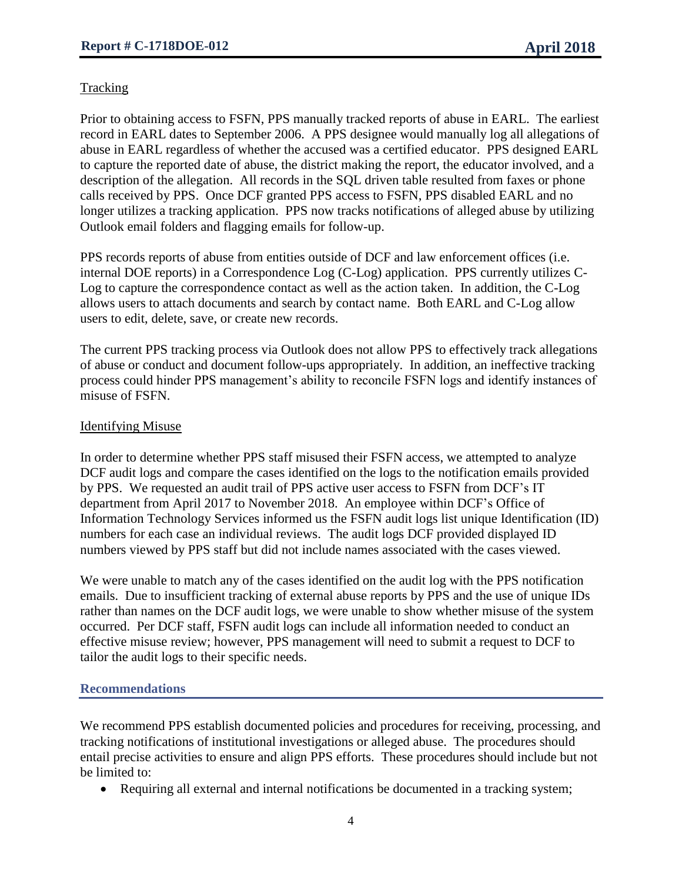Tracking

Prior to obtaining access to FSFN, PPS manually tracked reports of abuse in EARL. The earliest record in EARL dates to September 2006. A PPS designee would manually log all allegations of abuse in EARL regardless of whether the accused was a certified educator. PPS designed EARL to capture the reported date of abuse, the district making the report, the educator involved, and a description of the allegation. All records in the SQL driven table resulted from faxes or phone calls received by PPS. Once DCF granted PPS access to FSFN, PPS disabled EARL and no longer utilizes a tracking application. PPS now tracks notifications of alleged abuse by utilizing Outlook email folders and flagging emails for follow-up.

PPS records reports of abuse from entities outside of DCF and law enforcement offices (i.e. internal DOE reports) in a Correspondence Log (C-Log) application. PPS currently utilizes C-Log to capture the correspondence contact as well as the action taken. In addition, the C-Log allows users to attach documents and search by contact name. Both EARL and C-Log allow users to edit, delete, save, or create new records.

The current PPS tracking process via Outlook does not allow PPS to effectively track allegations of abuse or conduct and document follow-ups appropriately. In addition, an ineffective tracking process could hinder PPS management's ability to reconcile FSFN logs and identify instances of misuse of FSFN.

Identifying Misuse

In order to determine whether PPS staff misused their FSFN access, we attempted to analyze DCF audit logs and compare the cases identified on the logs to the notification emails provided by PPS. We requested an audit trail of PPS active user access to FSFN from DCF's IT department from April 2017 to November 2018. An employee within DCF's Office of Information Technology Services informed us the FSFN audit logs list unique Identification (ID) numbers for each case an individual reviews. The audit logs DCF provided displayed ID numbers viewed by PPS staff but did not include names associated with the cases viewed.

We were unable to match any of the cases identified on the audit log with the PPS notification emails. Due to insufficient tracking of external abuse reports by PPS and the use of unique IDs rather than names on the DCF audit logs, we were unable to show whether misuse of the system occurred. Per DCF staff, FSFN audit logs can include all information needed to conduct an effective misuse review; however, PPS management will need to submit a request to DCF to tailor the audit logs to their specific needs.

### Recommendations

We recommend PPS establish documented policies and procedures for receiving, processing, and tracking notifications of institutional investigations or alleged abuse. The procedures should entail precise activities to ensure and align PPS efforts. These procedures should include but not be limited to:

- Requiring all external and internal notifications be documented in a tracking system;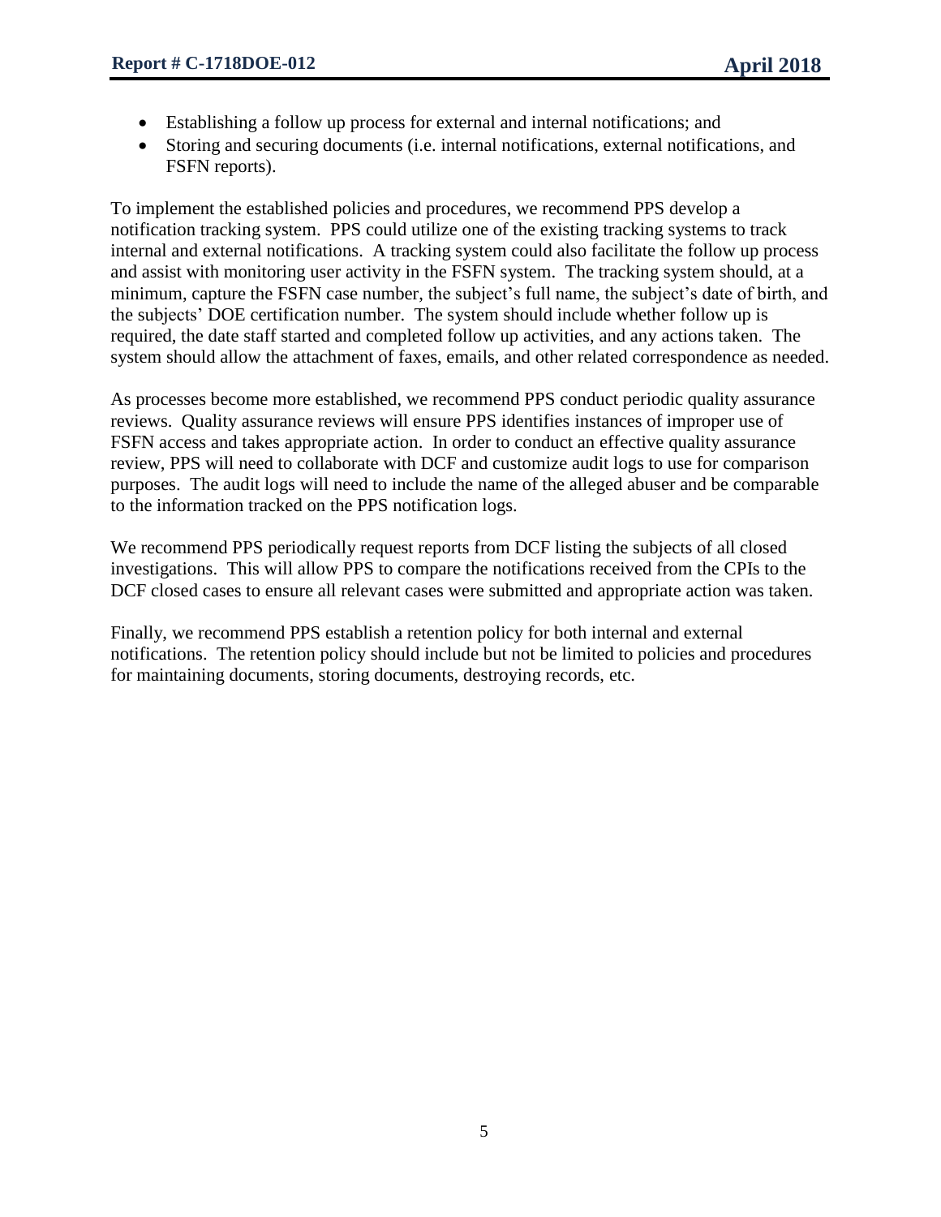- Establishing a follow up process for external and internal notifications; and
- Storing and securing documents (i.e. internal notifications, external notifications, and FSFN reports).

To implement the established policies and procedures, we recommend PPS develop a notification tracking system. PPS could utilize one of the existing tracking systems to track internal and external notifications. A tracking system could also facilitate the follow up process and assist with monitoring user activity in the FSFN system. The tracking system should, at a minimum, capture the FSFN case number, the subject's full name, the subject's date of birth, and the subjects' DOE certification number. The system should include whether follow up is required, the date staff started and completed follow up activities, and any actions taken. The system should allow the attachment of faxes, emails, and other related correspondence as needed.

As processes become more established, we recommend PPS conduct periodic quality assurance reviews. Quality assurance reviews will ensure PPS identifies instances of improper use of FSFN access and takes appropriate action. In order to conduct an effective quality assurance review, PPS will need to collaborate with DCF and customize audit logs to use for comparison purposes. The audit logs will need to include the name of the alleged abuser and be comparable to the information tracked on the PPS notification logs.

We recommend PPS periodically request reports from DCF listing the subjects of all closed investigations. This will allow PPS to compare the notifications received from the CPIs to the DCF closed cases to ensure all relevant cases were submitted and appropriate action was taken.

Finally, we recommend PPS establish a retention policy for both internal and external notifications. The retention policy should include but not be limited to policies and procedures for maintaining documents, storing documents, destroying records, etc.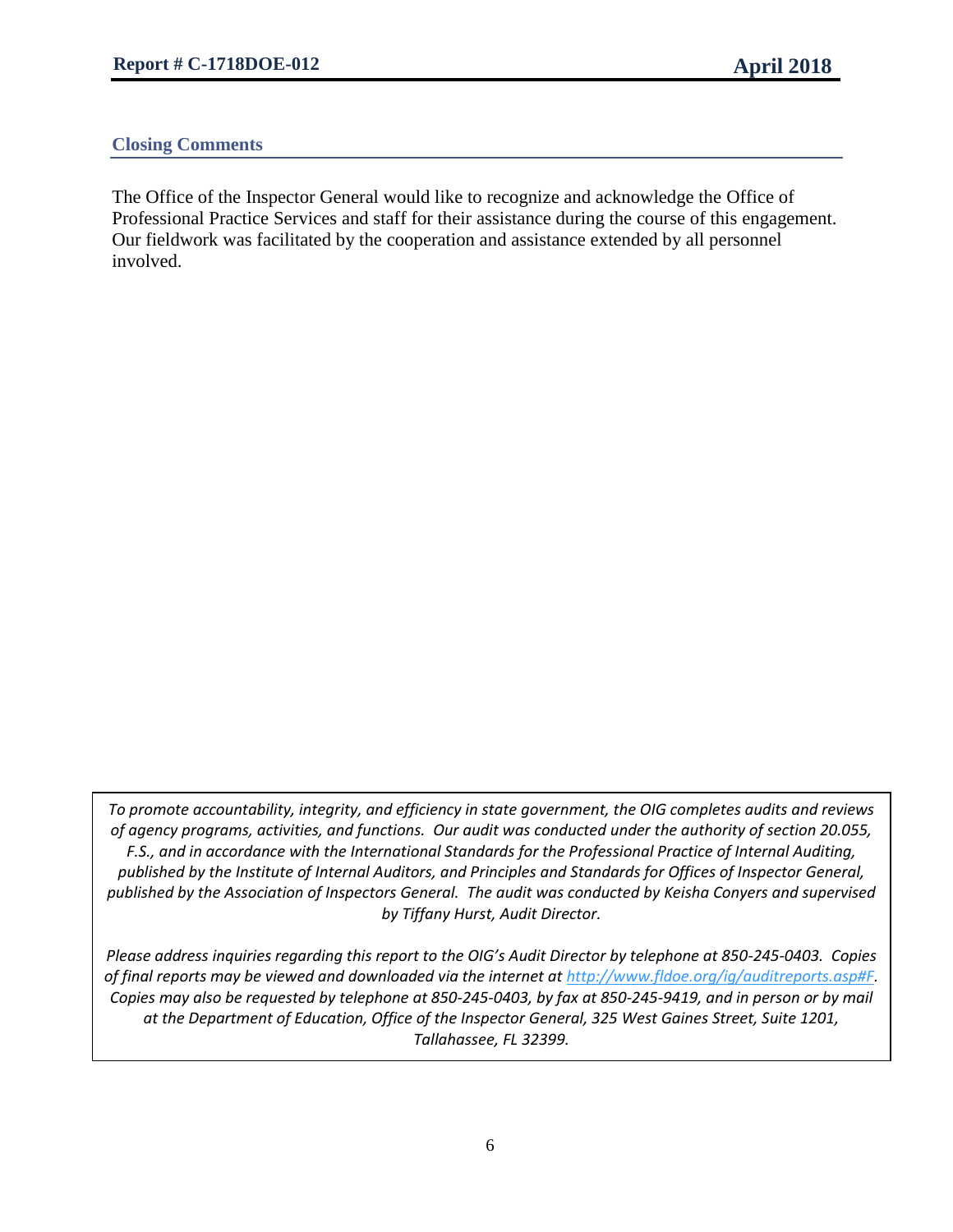## Closing Comments

The Office of the Inspector General would like to recognize and acknowledge the Office of Professional Practice Services and staff for their assistance during the course of this engagement. Our fieldwork was facilitated by the cooperation and assistance extended by all personnel involved.

*To promote accountability, integrity, and efficiency in state government, the OIG completes audits and reviews of agency programs, activities, and functions. Our audit was conducted under the authority of section 20.055, F.S., and in accordance with the International Standards for the Professional Practice of Internal Auditing, published by the Institute of Internal Auditors, and Principles and Standards for Offices of Inspector General, published by the Association of Inspectors General. The audit was conducted by Keisha Conyers and supervised by Tiffany Hurst, Audit Director.*

*Please address inquiries regarding this report to the OIG's Audit Director by telephone at 850-245-0403. Copies of final reports may be viewed and downloaded via the internet at [http://www.fldoe.org/ig/auditreports.asp#F](http://www.fldoe.org/ig/auditreports.asp#F). Copies may also be requested by telephone at 850-245-0403, by fax at 850-245-9419, and in person or by mail at the Department of Education, Office of the Inspector General, 325 West Gaines Street, Suite 1201, Tallahassee, FL 32399.*